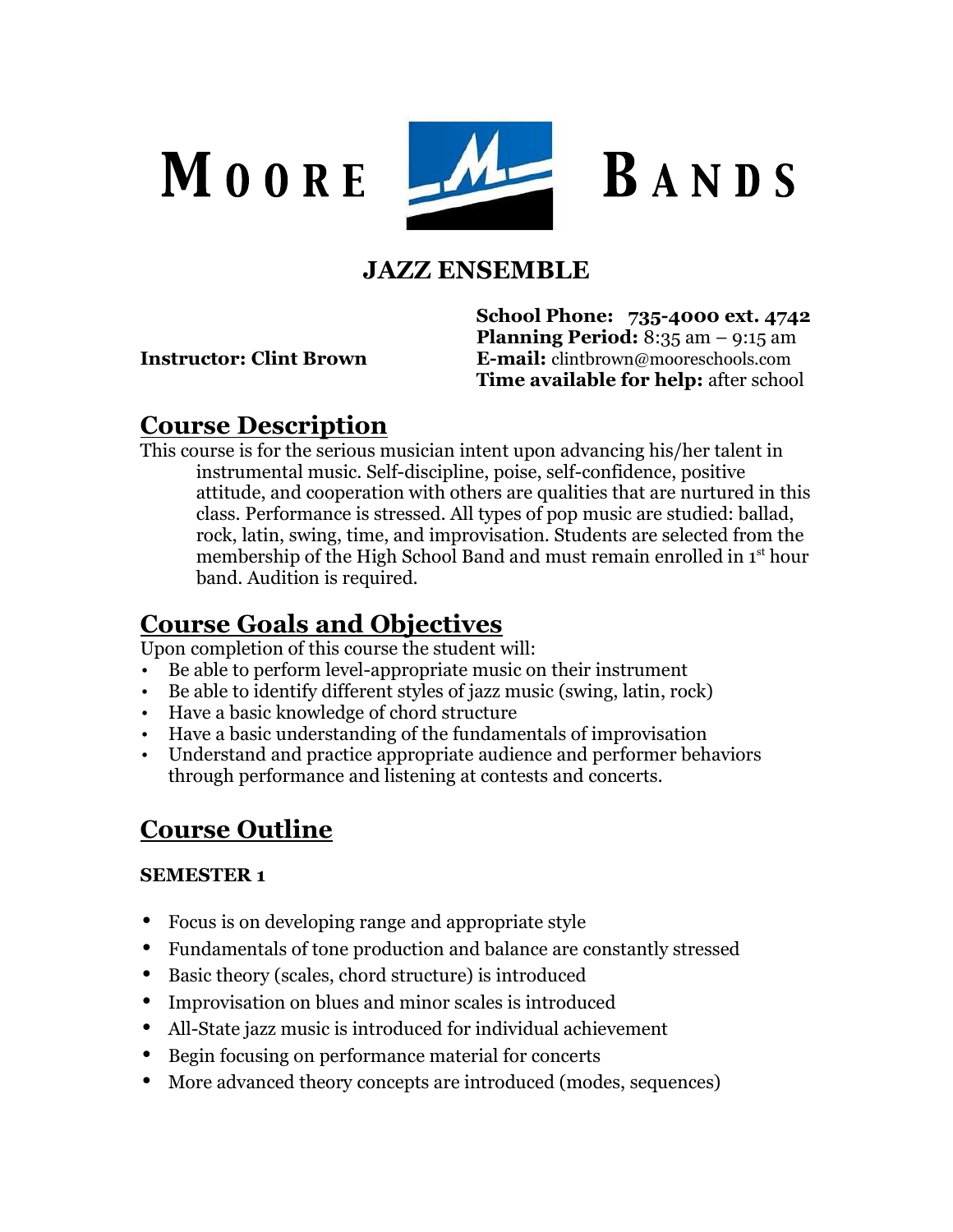# MOORE BANDS

## JAZZ ENSEMBLE

**Instructor: Clint Brown**

**School Phone: 735-4000 ext. 4742**
**Planning Period:** 8:35 am – 9:15 am
**E-mail:** clintbrown@mooreschools.com
**Time available for help:** after school

## Course Description

This course is for the serious musician intent upon advancing his/her talent in instrumental music. Self-discipline, poise, self-confidence, positive attitude, and cooperation with others are qualities that are nurtured in this class. Performance is stressed. All types of pop music are studied: ballad, rock, latin, swing, time, and improvisation. Students are selected from the membership of the High School Band and must remain enrolled in 1st hour band. Audition is required.

## Course Goals and Objectives

Upon completion of this course the student will:

- Be able to perform level-appropriate music on their instrument
- Be able to identify different styles of jazz music (swing, latin, rock)
- Have a basic knowledge of chord structure
- Have a basic understanding of the fundamentals of improvisation
- Understand and practice appropriate audience and performer behaviors through performance and listening at contests and concerts.

## Course Outline

### SEMESTER 1

- Focus is on developing range and appropriate style
- Fundamentals of tone production and balance are constantly stressed
- Basic theory (scales, chord structure) is introduced
- Improvisation on blues and minor scales is introduced
- All-State jazz music is introduced for individual achievement
- Begin focusing on performance material for concerts
- More advanced theory concepts are introduced (modes, sequences)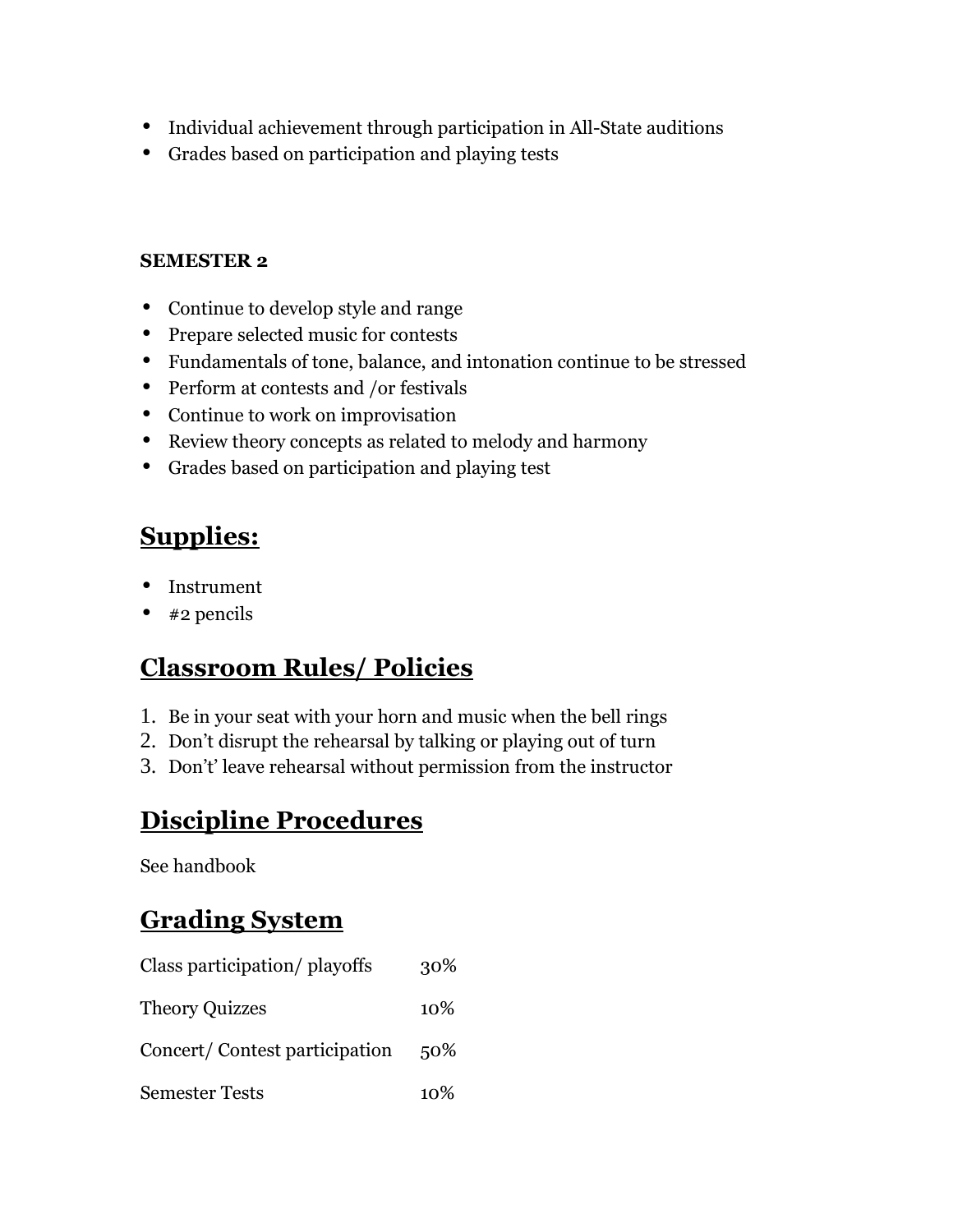- Individual achievement through participation in All-State auditions
- Grades based on participation and playing tests

**SEMESTER 2**

- Continue to develop style and range
- Prepare selected music for contests
- Fundamentals of tone, balance, and intonation continue to be stressed
- Perform at contests and /or festivals
- Continue to work on improvisation
- Review theory concepts as related to melody and harmony
- Grades based on participation and playing test

## <u>Supplies:</u>

- Instrument
- #2 pencils

## <u>Classroom Rules/ Policies</u>

1. Be in your seat with your horn and music when the bell rings
2. Don't disrupt the rehearsal by talking or playing out of turn
3. Don't' leave rehearsal without permission from the instructor

## <u>Discipline Procedures</u>

See handbook

## <u>Grading System</u>

| | |
|---|---|
| Class participation/ playoffs | 30% |
| Theory Quizzes | 10% |
| Concert/ Contest participation | 50% |
| Semester Tests | 10% |